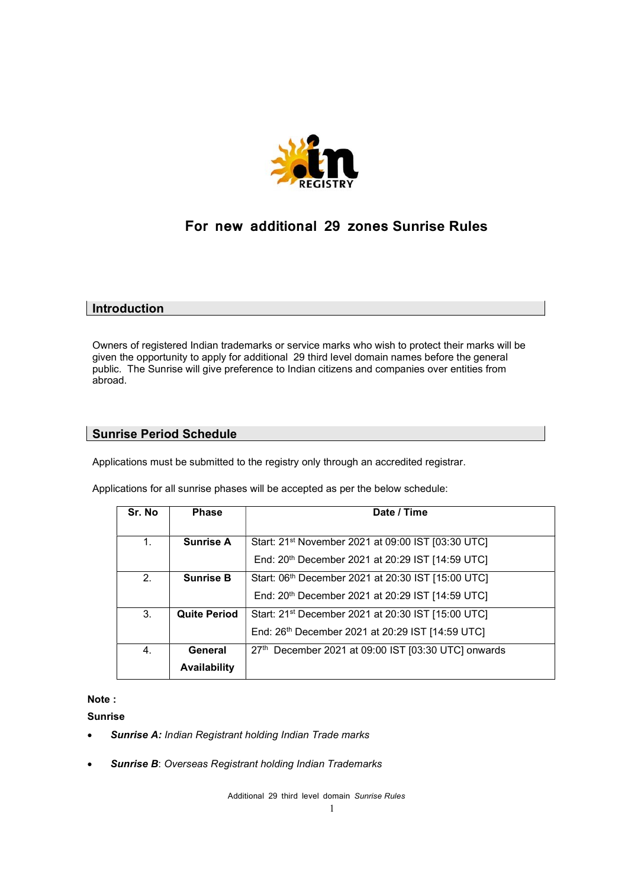# For new additional 29 zones Sunrise Rules

## Introduction

Owners of registered Indian trademarks or service marks who wish to protect their marks will be given the opportunity to apply for additional 29 third level domain names before the general public. The Sunrise will give preference to Indian citizens and companies over entities from abroad.

## Sunrise Period Schedule

Applications must be submitted to the registry only through an accredited registrar.

Applications for all sunrise phases will be accepted as per the below schedule:

| Sr. No | Phase | Date / Time |
|---|---|---|
| 1. | **Sunrise A** | Start: 21st November 2021 at 09:00 IST [03:30 UTC]<br>End: 20th December 2021 at 20:29 IST [14:59 UTC] |
| 2. | **Sunrise B** | Start: 06th December 2021 at 20:30 IST [15:00 UTC]<br>End: 20th December 2021 at 20:29 IST [14:59 UTC] |
| 3. | **Quite Period** | Start: 21st December 2021 at 20:30 IST [15:00 UTC]<br>End: 26th December 2021 at 20:29 IST [14:59 UTC] |
| 4. | **General Availability** | 27th December 2021 at 09:00 IST [03:30 UTC] onwards |

**Note :**

**Sunrise**

- ***Sunrise A:*** *Indian Registrant holding Indian Trade marks*
- ***Sunrise B***: *Overseas Registrant holding Indian Trademarks*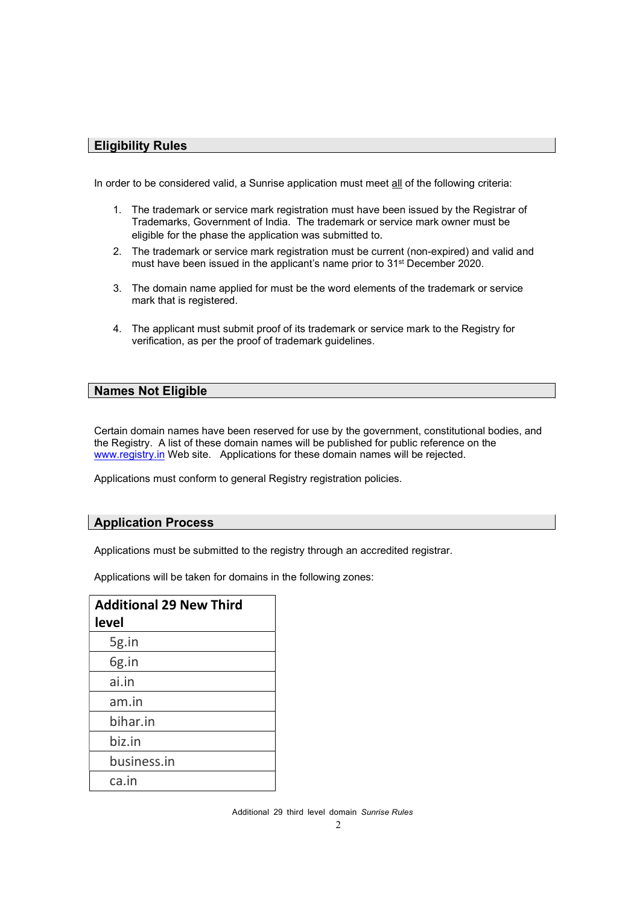## Eligibility Rules

In order to be considered valid, a Sunrise application must meet all of the following criteria:

1. The trademark or service mark registration must have been issued by the Registrar of Trademarks, Government of India. The trademark or service mark owner must be eligible for the phase the application was submitted to.
2. The trademark or service mark registration must be current (non-expired) and valid and must have been issued in the applicant's name prior to 31st December 2020.
3. The domain name applied for must be the word elements of the trademark or service mark that is registered.
4. The applicant must submit proof of its trademark or service mark to the Registry for verification, as per the proof of trademark guidelines.

## Names Not Eligible

Certain domain names have been reserved for use by the government, constitutional bodies, and the Registry. A list of these domain names will be published for public reference on the www.registry.in Web site. Applications for these domain names will be rejected.

Applications must conform to general Registry registration policies.

## Application Process

Applications must be submitted to the registry through an accredited registrar.

Applications will be taken for domains in the following zones:

| Additional 29 New Third level |
|---|
| 5g.in |
| 6g.in |
| ai.in |
| am.in |
| bihar.in |
| biz.in |
| business.in |
| ca.in |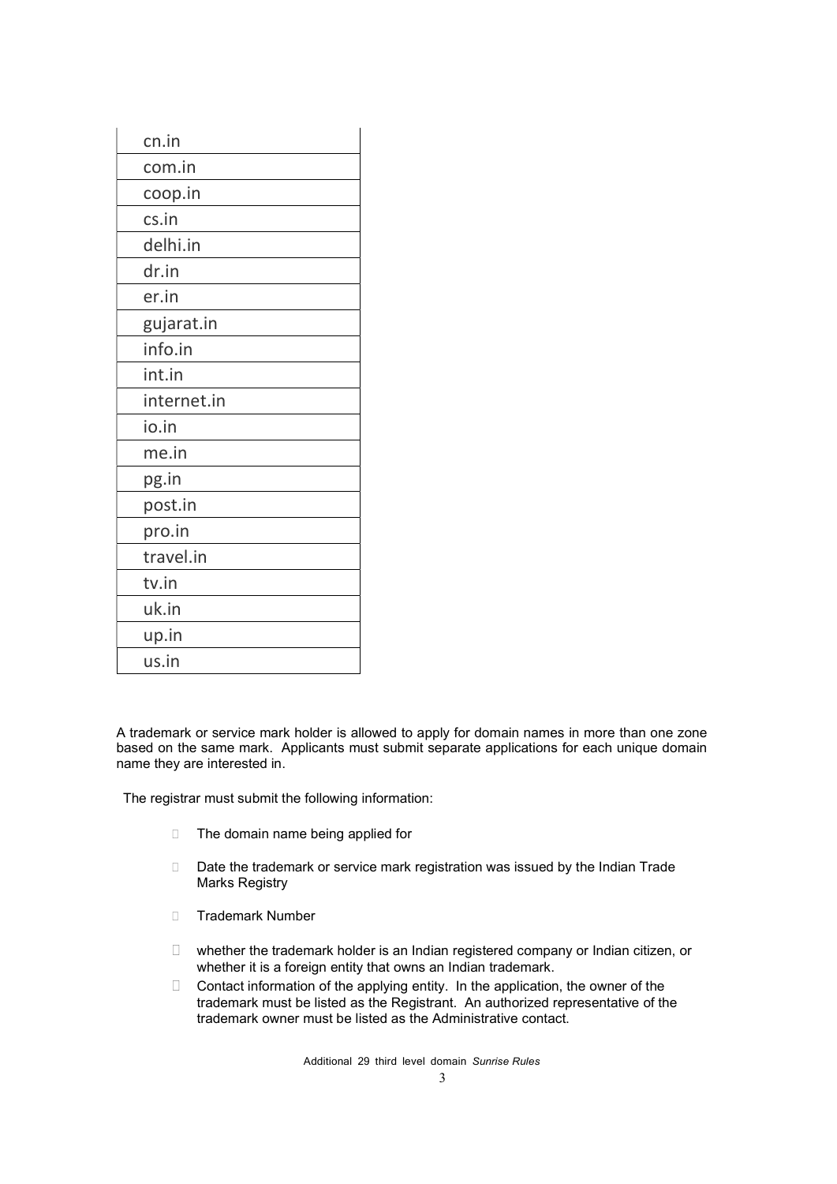| cn.in |
|---|
| com.in |
| coop.in |
| cs.in |
| delhi.in |
| dr.in |
| er.in |
| gujarat.in |
| info.in |
| int.in |
| internet.in |
| io.in |
| me.in |
| pg.in |
| post.in |
| pro.in |
| travel.in |
| tv.in |
| uk.in |
| up.in |
| us.in |

A trademark or service mark holder is allowed to apply for domain names in more than one zone based on the same mark. Applicants must submit separate applications for each unique domain name they are interested in.

The registrar must submit the following information:

- The domain name being applied for
- Date the trademark or service mark registration was issued by the Indian Trade Marks Registry
- Trademark Number
- whether the trademark holder is an Indian registered company or Indian citizen, or whether it is a foreign entity that owns an Indian trademark.
- Contact information of the applying entity. In the application, the owner of the trademark must be listed as the Registrant. An authorized representative of the trademark owner must be listed as the Administrative contact.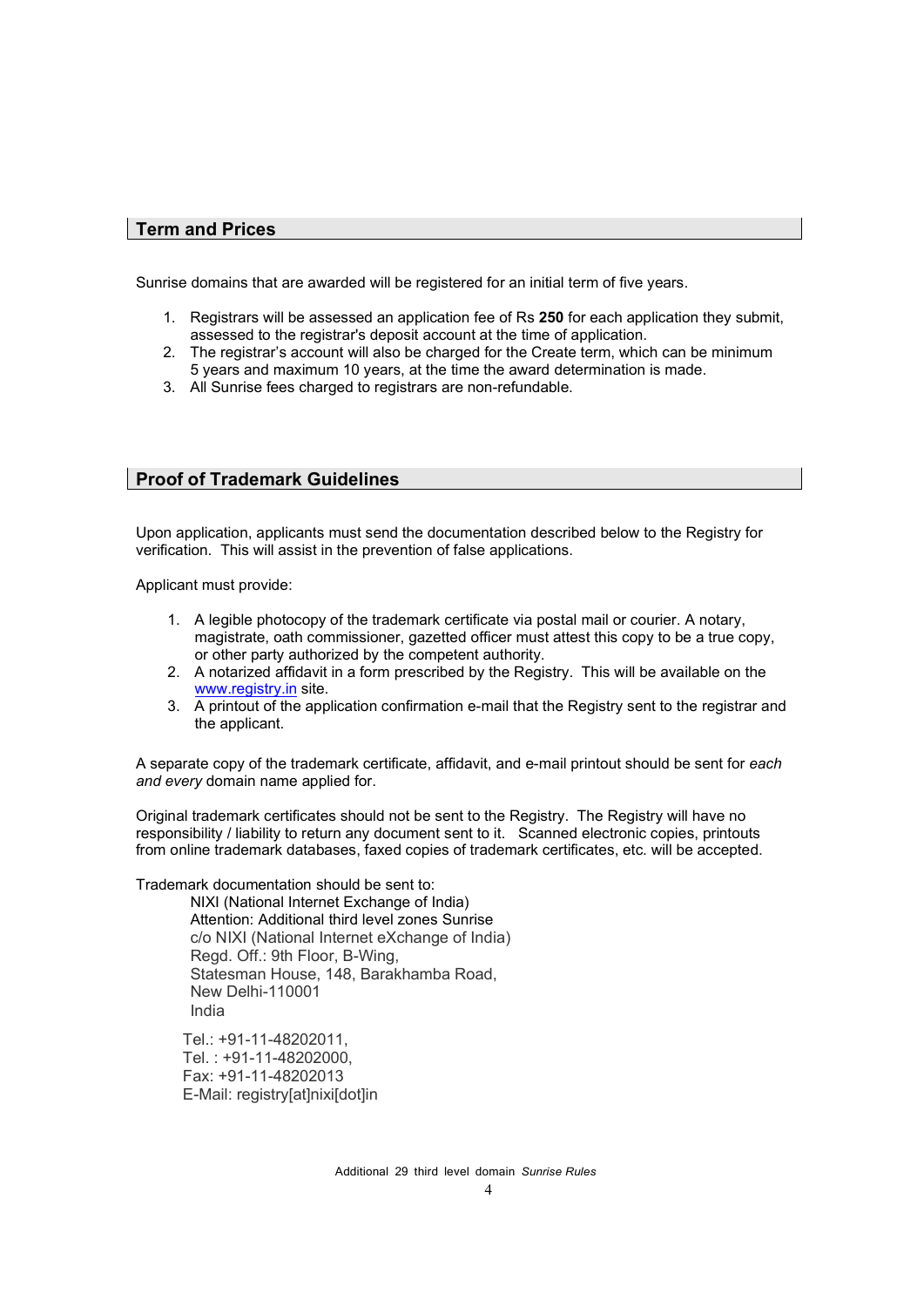## Term and Prices

Sunrise domains that are awarded will be registered for an initial term of five years.

1. Registrars will be assessed an application fee of Rs **250** for each application they submit, assessed to the registrar's deposit account at the time of application.
2. The registrar's account will also be charged for the Create term, which can be minimum 5 years and maximum 10 years, at the time the award determination is made.
3. All Sunrise fees charged to registrars are non-refundable.

## Proof of Trademark Guidelines

Upon application, applicants must send the documentation described below to the Registry for verification. This will assist in the prevention of false applications.

Applicant must provide:

1. A legible photocopy of the trademark certificate via postal mail or courier. A notary, magistrate, oath commissioner, gazetted officer must attest this copy to be a true copy, or other party authorized by the competent authority.
2. A notarized affidavit in a form prescribed by the Registry. This will be available on the [www.registry.in](www.registry.in) site.
3. A printout of the application confirmation e-mail that the Registry sent to the registrar and the applicant.

A separate copy of the trademark certificate, affidavit, and e-mail printout should be sent for *each and every* domain name applied for.

Original trademark certificates should not be sent to the Registry. The Registry will have no responsibility / liability to return any document sent to it. Scanned electronic copies, printouts from online trademark databases, faxed copies of trademark certificates, etc. will be accepted.

Trademark documentation should be sent to:

NIXI (National Internet Exchange of India)
Attention: Additional third level zones Sunrise
c/o NIXI (National Internet eXchange of India)
Regd. Off.: 9th Floor, B-Wing,
Statesman House, 148, Barakhamba Road,
New Delhi-110001
India

Tel.: +91-11-48202011,
Tel. : +91-11-48202000,
Fax: +91-11-48202013
E-Mail: registry[at]nixi[dot]in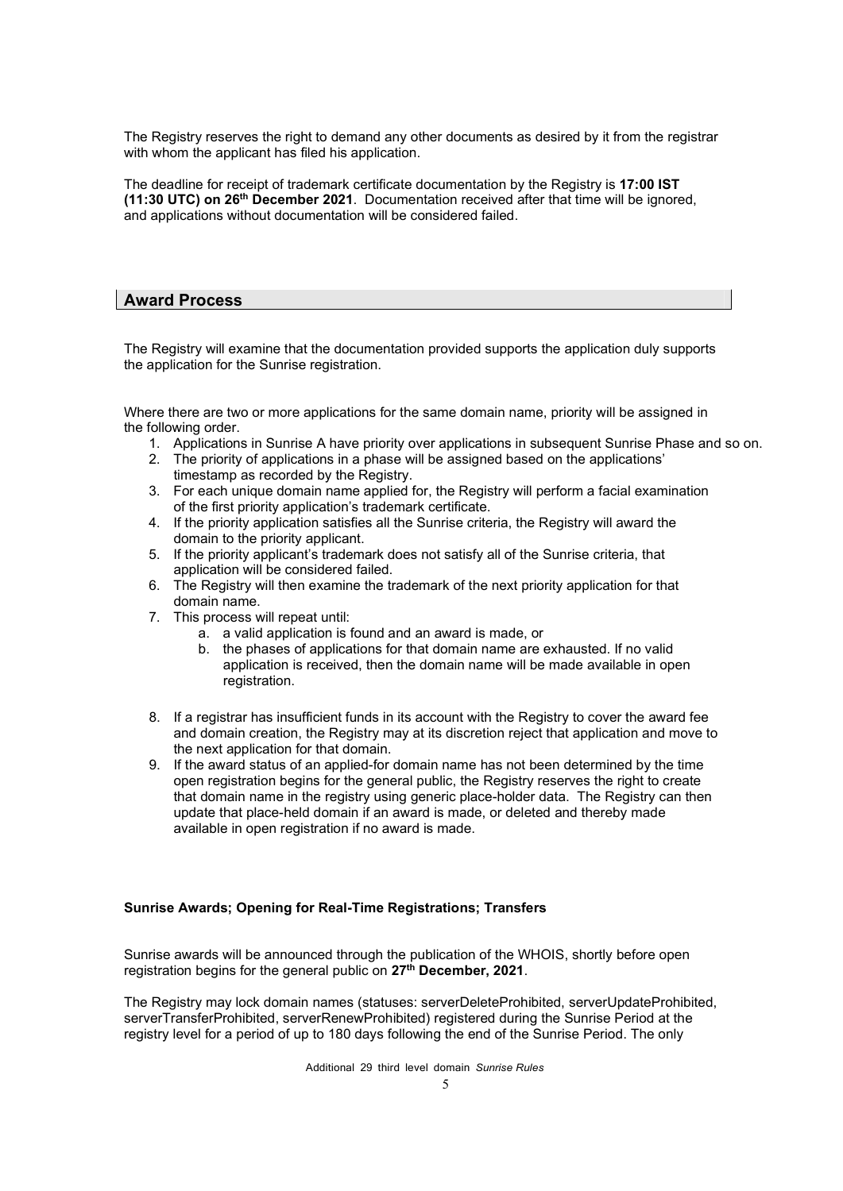The Registry reserves the right to demand any other documents as desired by it from the registrar with whom the applicant has filed his application.

The deadline for receipt of trademark certificate documentation by the Registry is **17:00 IST (11:30 UTC) on 26th December 2021**. Documentation received after that time will be ignored, and applications without documentation will be considered failed.

## Award Process

The Registry will examine that the documentation provided supports the application duly supports the application for the Sunrise registration.

Where there are two or more applications for the same domain name, priority will be assigned in the following order.

1. Applications in Sunrise A have priority over applications in subsequent Sunrise Phase and so on.
2. The priority of applications in a phase will be assigned based on the applications' timestamp as recorded by the Registry.
3. For each unique domain name applied for, the Registry will perform a facial examination of the first priority application's trademark certificate.
4. If the priority application satisfies all the Sunrise criteria, the Registry will award the domain to the priority applicant.
5. If the priority applicant's trademark does not satisfy all of the Sunrise criteria, that application will be considered failed.
6. The Registry will then examine the trademark of the next priority application for that domain name.
7. This process will repeat until:
    a. a valid application is found and an award is made, or
    b. the phases of applications for that domain name are exhausted. If no valid application is received, then the domain name will be made available in open registration.
8. If a registrar has insufficient funds in its account with the Registry to cover the award fee and domain creation, the Registry may at its discretion reject that application and move to the next application for that domain.
9. If the award status of an applied-for domain name has not been determined by the time open registration begins for the general public, the Registry reserves the right to create that domain name in the registry using generic place-holder data. The Registry can then update that place-held domain if an award is made, or deleted and thereby made available in open registration if no award is made.

**Sunrise Awards; Opening for Real-Time Registrations; Transfers**

Sunrise awards will be announced through the publication of the WHOIS, shortly before open registration begins for the general public on **27th December, 2021**.

The Registry may lock domain names (statuses: serverDeleteProhibited, serverUpdateProhibited, serverTransferProhibited, serverRenewProhibited) registered during the Sunrise Period at the registry level for a period of up to 180 days following the end of the Sunrise Period. The only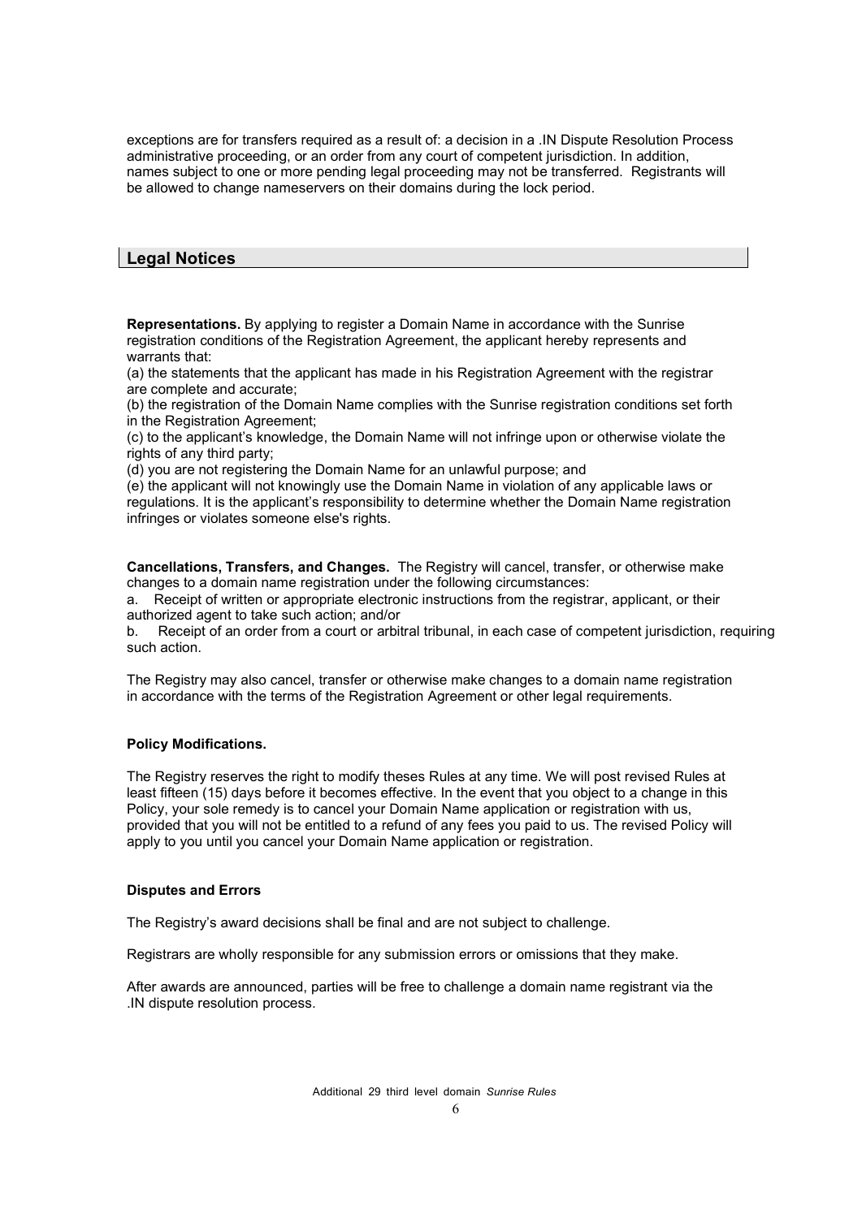exceptions are for transfers required as a result of: a decision in a .IN Dispute Resolution Process administrative proceeding, or an order from any court of competent jurisdiction. In addition, names subject to one or more pending legal proceeding may not be transferred. Registrants will be allowed to change nameservers on their domains during the lock period.

## Legal Notices

**Representations.** By applying to register a Domain Name in accordance with the Sunrise registration conditions of the Registration Agreement, the applicant hereby represents and warrants that:

(a) the statements that the applicant has made in his Registration Agreement with the registrar are complete and accurate;

(b) the registration of the Domain Name complies with the Sunrise registration conditions set forth in the Registration Agreement;

(c) to the applicant's knowledge, the Domain Name will not infringe upon or otherwise violate the rights of any third party;

(d) you are not registering the Domain Name for an unlawful purpose; and

(e) the applicant will not knowingly use the Domain Name in violation of any applicable laws or regulations. It is the applicant's responsibility to determine whether the Domain Name registration infringes or violates someone else's rights.

**Cancellations, Transfers, and Changes.** The Registry will cancel, transfer, or otherwise make changes to a domain name registration under the following circumstances:

a. Receipt of written or appropriate electronic instructions from the registrar, applicant, or their authorized agent to take such action; and/or

b. Receipt of an order from a court or arbitral tribunal, in each case of competent jurisdiction, requiring such action.

The Registry may also cancel, transfer or otherwise make changes to a domain name registration in accordance with the terms of the Registration Agreement or other legal requirements.

**Policy Modifications.**

The Registry reserves the right to modify theses Rules at any time. We will post revised Rules at least fifteen (15) days before it becomes effective. In the event that you object to a change in this Policy, your sole remedy is to cancel your Domain Name application or registration with us, provided that you will not be entitled to a refund of any fees you paid to us. The revised Policy will apply to you until you cancel your Domain Name application or registration.

**Disputes and Errors**

The Registry's award decisions shall be final and are not subject to challenge.

Registrars are wholly responsible for any submission errors or omissions that they make.

After awards are announced, parties will be free to challenge a domain name registrant via the .IN dispute resolution process.